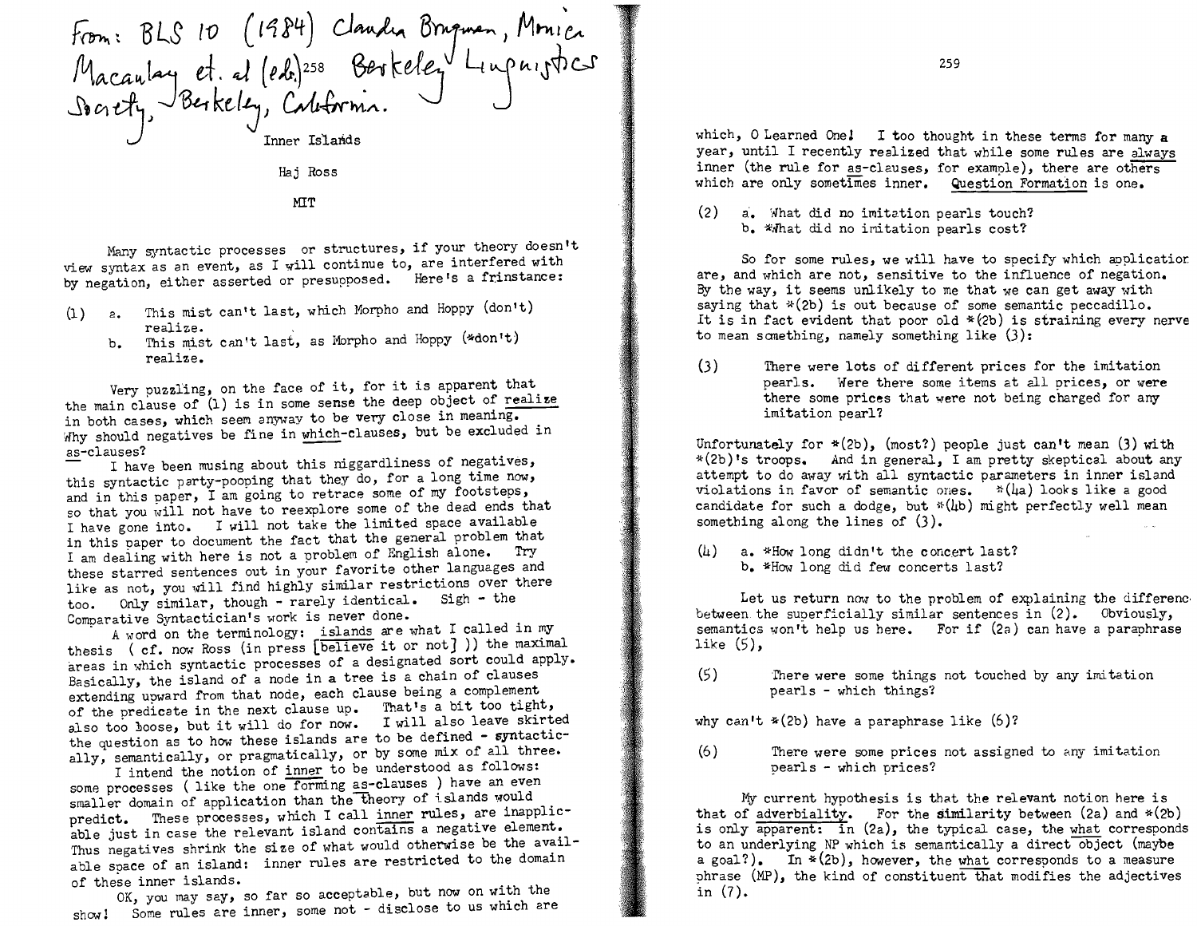From: BLS 10 (1984) Claudia Brugman, Monica Macaulay et. al (eds.) Berkeley Linguistics Society, Berkeley, California.

# Inner Islands

Haj Ross

MIT

Many syntactic processes or structures, if your theory doesn't view syntax as an event, as I will continue to, are interfered with by negation, either asserted or presupposed. Here's a frinstance:

(1) a. This mist can't last, which Morpho and Hoppy (don't) realize.
 b. This mist can't last, as Morpho and Hoppy (*don't) realize.

Very puzzling, on the face of it, for it is apparent that the main clause of (1) is in some sense the deep object of realize in both cases, which seem anyway to be very close in meaning. Why should negatives be fine in which-clauses, but be excluded in as-clauses?

I have been musing about this niggardliness of negatives, this syntactic party-pooping that they do, for a long time now, and in this paper, I am going to retrace some of my footsteps, so that you will not have to reexplore some of the dead ends that I have gone into. I will not take the limited space available in this paper to document the fact that the general problem that I am dealing with here is not a problem of English alone. Try these starred sentences out in your favorite other languages and like as not, you will find highly similar restrictions over there too. Only similar, though - rarely identical. Sigh - the Comparative Syntactician's work is never done.

A word on the terminology: islands are what I called in my thesis ( cf. now Ross (in press [believe it or not] )) the maximal areas in which syntactic processes of a designated sort could apply. Basically, the island of a node in a tree is a chain of clauses extending upward from that node, each clause being a complement of the predicate in the next clause up. That's a bit too tight, also too loose, but it will do for now. I will also leave skirted the question as to how these islands are to be defined - syntactically, semantically, or pragmatically, or by some mix of all three.

I intend the notion of inner to be understood as follows: some processes ( like the one forming as-clauses ) have an even smaller domain of application than the theory of islands would predict. These processes, which I call inner rules, are inapplicable just in case the relevant island contains a negative element. Thus negatives shrink the size of what would otherwise be the available space of an island: inner rules are restricted to the domain of these inner islands.

OK, you may say, so far so acceptable, but now on with the show! Some rules are inner, some not - disclose to us which are which, O Learned One! I too thought in these terms for many a year, until I recently realized that while some rules are always inner (the rule for as-clauses, for example), there are others which are only sometimes inner. Question Formation is one.

(2) a. What did no imitation pearls touch?
 b. *What did no imitation pearls cost?

So for some rules, we will have to specify which applications are, and which are not, sensitive to the influence of negation. By the way, it seems unlikely to me that we can get away with saying that *(2b) is out because of some semantic peccadillo. It is in fact evident that poor old *(2b) is straining every nerve to mean something, namely something like (3):

(3) There were lots of different prices for the imitation pearls. Were there some items at all prices, or were there some prices that were not being charged for any imitation pearl?

Unfortunately for *(2b), (most?) people just can't mean (3) with *(2b)'s troops. And in general, I am pretty skeptical about any attempt to do away with all syntactic parameters in inner island violations in favor of semantic ones. *(4a) looks like a good candidate for such a dodge, but *(4b) might perfectly well mean something along the lines of (3).

(4) a. *How long didn't the concert last?
 b. *How long did few concerts last?

Let us return now to the problem of explaining the difference between the superficially similar sentences in (2). Obviously, semantics won't help us here. For if (2a) can have a paraphrase like (5),

(5) There were some things not touched by any imitation pearls - which things?

why can't *(2b) have a paraphrase like (6)?

(6) There were some prices not assigned to any imitation pearls - which prices?

My current hypothesis is that the relevant notion here is that of adverbiality. For the similarity between (2a) and *(2b) is only apparent: in (2a), the typical case, the what corresponds to an underlying NP which is semantically a direct object (maybe a goal?). In *(2b), however, the what corresponds to a measure phrase (MP), the kind of constituent that modifies the adjectives in (7).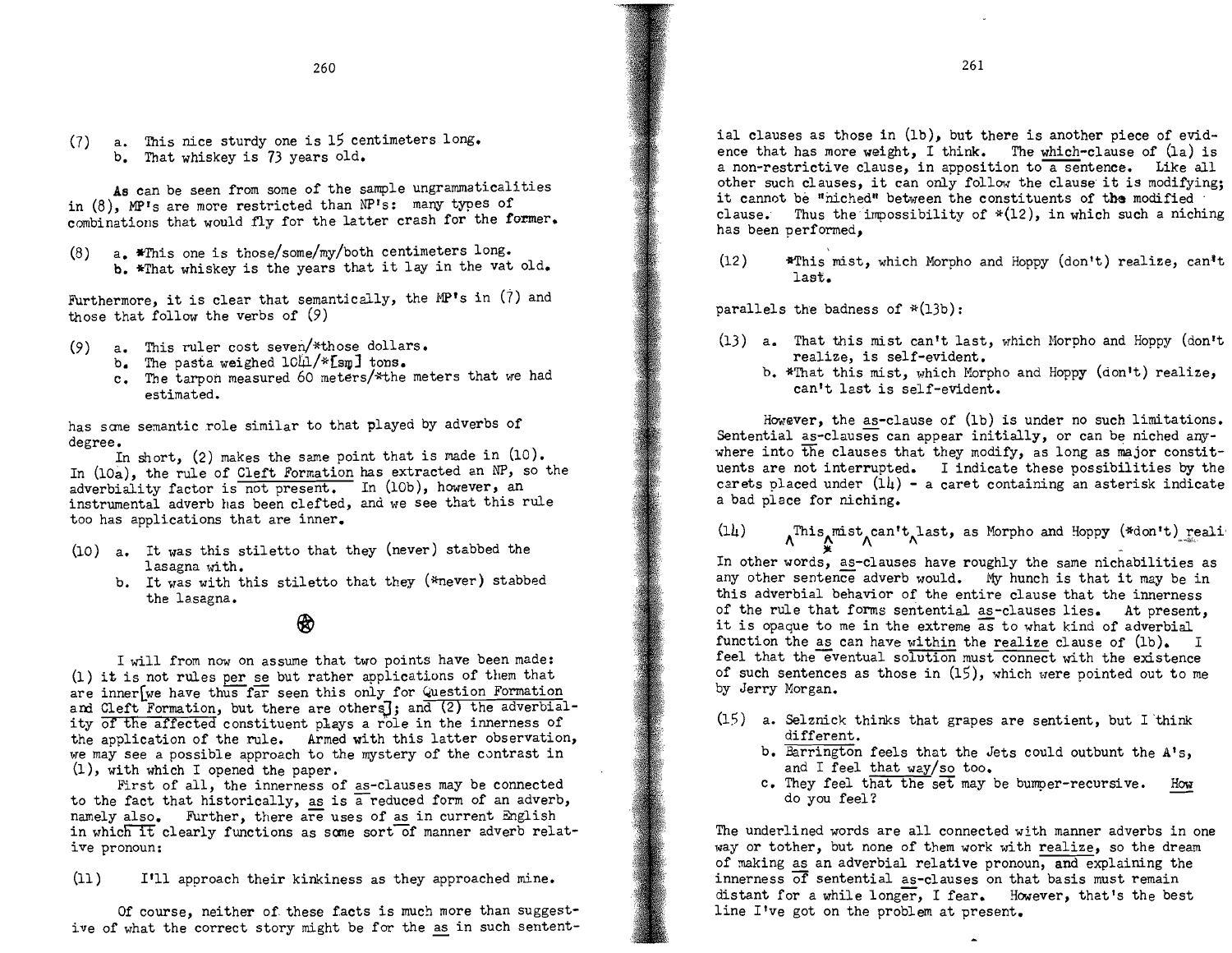(7) a. This nice sturdy one is 15 centimeters long.
    b. That whiskey is 73 years old.

As can be seen from some of the sample ungrammaticalities in (8), MP's are more restricted than NP's: many types of combinations that would fly for the latter crash for the former.

(8) a. *This one is those/some/my/both centimeters long.
    b. *That whiskey is the years that it lay in the vat old.

Furthermore, it is clear that semantically, the MP's in (7) and those that follow the verbs of (9)

(9) a. This ruler cost seven/*those dollars.
    b. The pasta weighed 104/*[sm] tons.
    c. The tarpon measured 60 meters/*the meters that we had estimated.

has some semantic role similar to that played by adverbs of degree.

In short, (2) makes the same point that is made in (10). In (10a), the rule of Cleft Formation has extracted an NP, so the adverbiality factor is not present. In (10b), however, an instrumental adverb has been clefted, and we see that this rule too has applications that are inner.

(10) a. It was this stiletto that they (never) stabbed the lasagna with.
     b. It was with this stiletto that they (*never) stabbed the lasagna.

I will from now on assume that two points have been made: (1) it is not rules per se but rather applications of them that are inner[we have thus far seen this only for Question Formation and Cleft Formation, but there are others]; and (2) the adverbiality of the affected constituent plays a role in the innerness of the application of the rule. Armed with this latter observation, we may see a possible approach to the mystery of the contrast in (1), with which I opened the paper.

First of all, the innerness of as-clauses may be connected to the fact that historically, as is a reduced form of an adverb, namely also. Further, there are uses of as in current English in which it clearly functions as some sort of manner adverb relative pronoun:

(11) I'll approach their kinkiness as they approached mine.

Of course, neither of these facts is much more than suggestive of what the correct story might be for the as in such sentential clauses as those in (1b), but there is another piece of evidence that has more weight, I think. The which-clause of (1a) is a non-restrictive clause, in apposition to a sentence. Like all other such clauses, it can only follow the clause it is modifying; it cannot be "niched" between the constituents of the modified clause. Thus the impossibility of *(12), in which such a niching has been performed,

(12) *This mist, which Morpho and Hoppy (don't) realize, can't last.

parallels the badness of *(13b):

(13) a. That this mist can't last, which Morpho and Hoppy (don't) realize, is self-evident.
     b. *That this mist, which Morpho and Hoppy (don't) realize, can't last is self-evident.

However, the as-clause of (1b) is under no such limitations. Sentential as-clauses can appear initially, or can be niched anywhere into the clauses that they modify, as long as major constituents are not interrupted. I indicate these possibilities by the carets placed under (14) - a caret containing an asterisk indicate a bad place for niching.

(14) ^This ^mist ^can't ^last, as Morpho and Hoppy (*don't) reali-
           *

In other words, as-clauses have roughly the same nichabilities as any other sentence adverb would. My hunch is that it may be in this adverbial behavior of the entire clause that the innerness of the rule that forms sentential as-clauses lies. At present, it is opaque to me in the extreme as to what kind of adverbial function the as can have within the realize clause of (1b). I feel that the eventual solution must connect with the existence of such sentences as those in (15), which were pointed out to me by Jerry Morgan.

(15) a. Selznick thinks that grapes are sentient, but I think different.
     b. Barrington feels that the Jets could outbunt the A's, and I feel that way/so too.
     c. They feel that the set may be bumper-recursive. How do you feel?

The underlined words are all connected with manner adverbs in one way or tother, but none of them work with realize, so the dream of making as an adverbial relative pronoun, and explaining the innerness of sentential as-clauses on that basis must remain distant for a while longer, I fear. However, that's the best line I've got on the problem at present.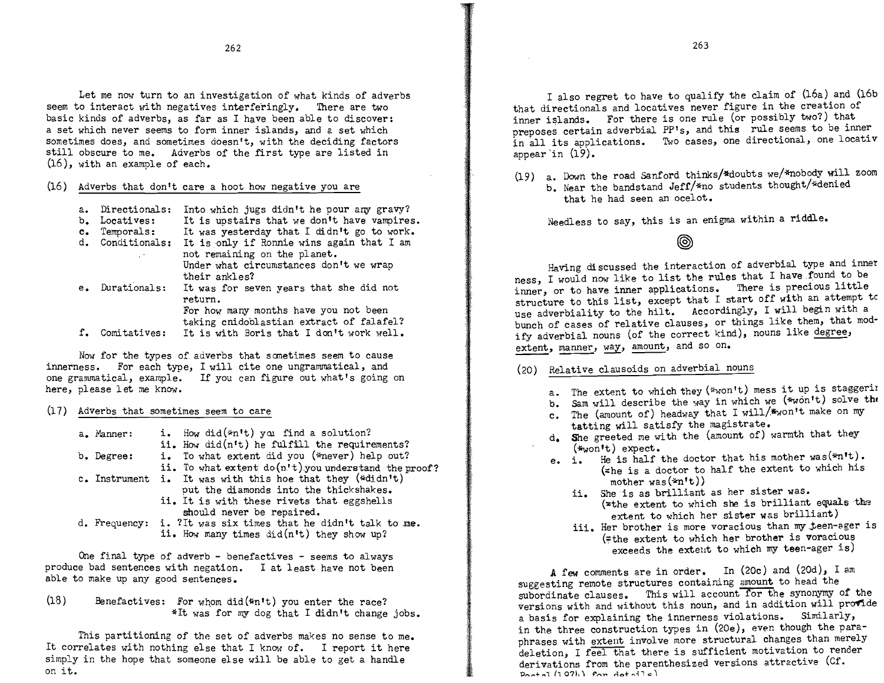Let me now turn to an investigation of what kinds of adverbs seem to interact with negatives interferingly. There are two basic kinds of adverbs, as far as I have been able to discover: a set which never seems to form inner islands, and a set which sometimes does, and sometimes doesn't, with the deciding factors still obscure to me. Adverbs of the first type are listed in (16), with an example of each.

(16) Adverbs that don't care a hoot how negative you are

a. Directionals: Into which jugs didn't he pour any gravy?
b. Locatives: It is upstairs that we don't have vampires.
c. Temporals: It was yesterday that I didn't go to work.
d. Conditionals: It is only if Ronnie wins again that I am not remaining on the planet.
Under what circumstances don't we wrap their ankles?
e. Durationals: It was for seven years that she did not return.
For how many months have you not been taking cnidoblastian extract of falafel?
f. Comitatives: It is with Boris that I don't work well.

Now for the types of adverbs that sometimes seem to cause innerness. For each type, I will cite one ungrammatical, and one grammatical, example. If you can figure out what's going on here, please let me know.

(17) Adverbs that sometimes seem to care

a. Manner: i. How did(*n't) you find a solution?
ii. How did(n't) he fulfill the requirements?
b. Degree: i. To what extent did you (*never) help out?
ii. To what extent do(n't) you understand the proof?
c. Instrument i. It was with this hoe that they (*didn't) put the diamonds into the thickshakes.
ii. It is with these rivets that eggshells should never be repaired.
d. Frequency: i. ?It was six times that he didn't talk to me.
ii. How many times did(n't) they show up?

One final type of adverb - benefactives - seems to always produce bad sentences with negation. I at least have not been able to make up any good sentences.

(18) Benefactives: For whom did(*n't) you enter the race?
*It was for my dog that I didn't change jobs.

This partitioning of the set of adverbs makes no sense to me. It correlates with nothing else that I know of. I report it here simply in the hope that someone else will be able to get a handle on it.

I also regret to have to qualify the claim of (16a) and (16b that directionals and locatives never figure in the creation of inner islands. For there is one rule (or possibly two?) that preposes certain adverbial PP's, and this rule seems to be inner in all its applications. Two cases, one directional, one locativ appear in (19).

(19) a. Down the road Sanford thinks/*doubts we/*nobody will zoom
b. Near the bandstand Jeff/*no students thought/*denied that he had seen an ocelot.

Needless to say, this is an enigma within a riddle.

◎

Having discussed the interaction of adverbial type and innerness, I would now like to list the rules that I have found to be inner, or to have inner applications. There is precious little structure to this list, except that I start off with an attempt tc use adverbiality to the hilt. Accordingly, I will begin with a bunch of cases of relative clauses, or things like them, that modify adverbial nouns (of the correct kind), nouns like degree, extent, manner, way, amount, and so on.

(20) Relative clausoids on adverbial nouns

a. The extent to which they (*won't) mess it up is staggerii
b. Sam will describe the way in which we (*won't) solve th
c. The (amount of) headway that I will/*won't make on my tatting will satisfy the magistrate.
d. She greeted me with the (amount of) warmth that they (*won't) expect.
e. i. He is half the doctor that his mother was(*n't).
(=he is a doctor to half the extent to which his mother was(*n't))
ii. She is as brilliant as her sister was.
(=the extent to which she is brilliant equals the extent to which her sister was brilliant)
iii. Her brother is more voracious than my teen-ager is
(=the extent to which her brother is voracious exceeds the extent to which my teen-ager is)

A few comments are in order. In (20c) and (20d), I am suggesting remote structures containing amount to head the subordinate clauses. This will account for the synonymy of the versions with and without this noun, and in addition will provide a basis for explaining the innerness violations. Similarly, in the three construction types in (20e), even though the paraphrases with extent involve more structural changes than merely deletion, I feel that there is sufficient motivation to render derivations from the parenthesized versions attractive (Cf. Postal (1974) for details)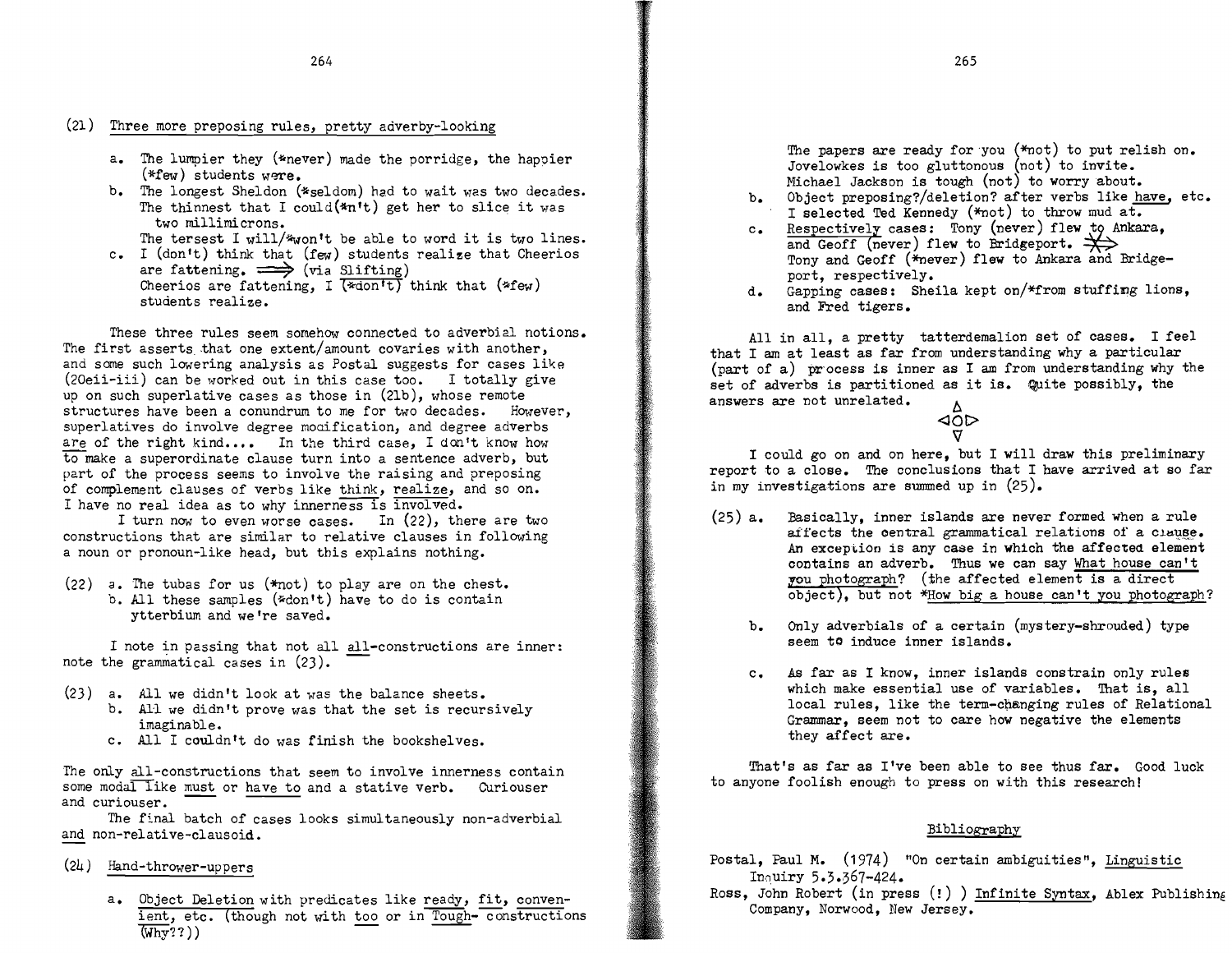(21) Three more preposing rules, pretty adverby-looking

a. The lumpier they (*never) made the porridge, the happier (*few) students were.
b. The longest Sheldon (*seldom) had to wait was two decades.
   The thinnest that I could(*n't) get her to slice it was two millimicrons.
   The tersest I will/*won't be able to word it is two lines.
c. I (don't) think that (few) students realize that Cheerios are fattening. ⟹ (via Slifting)
   Cheerios are fattening, I (*don't) think that (*few) students realize.

These three rules seem somehow connected to adverbial notions. The first asserts that one extent/amount covaries with another, and some such lowering analysis as Postal suggests for cases like (20eii-iii) can be worked out in this case too. I totally give up on such superlative cases as those in (21b), whose remote structures have been a conundrum to me for two decades. However, superlatives do involve degree modification, and degree adverbs are of the right kind.... In the third case, I don't know how to make a superordinate clause turn into a sentence adverb, but part of the process seems to involve the raising and preposing of complement clauses of verbs like think, realize, and so on. I have no real idea as to why innerness is involved.

I turn now to even worse cases. In (22), there are two constructions that are similar to relative clauses in following a noun or pronoun-like head, but this explains nothing.

(22) a. The tubas for us (*not) to play are on the chest.
     b. All these samples (*don't) have to do is contain ytterbium and we're saved.

I note in passing that not all all-constructions are inner: note the grammatical cases in (23).

(23) a. All we didn't look at was the balance sheets.
     b. All we didn't prove was that the set is recursively imaginable.
     c. All I couldn't do was finish the bookshelves.

The only all-constructions that seem to involve innerness contain some modal like must or have to and a stative verb. Curiouser and curiouser.

The final batch of cases looks simultaneously non-adverbial and non-relative-clausoid.

(24) Hand-thrower-uppers

a. Object Deletion with predicates like ready, fit, convenient, etc. (though not with too or in Tough- constructions (Why??))

   The papers are ready for you (*not) to put relish on.
   Jovelowkes is too gluttonous (not) to invite.
   Michael Jackson is tough (not) to worry about.
b. Object preposing?/deletion? after verbs like have, etc.
   I selected Ted Kennedy (*not) to throw mud at.
c. Respectively cases: Tony (never) flew to Ankara, and Geoff (never) flew to Bridgeport. ⇏
   Tony and Geoff (*never) flew to Ankara and Bridgeport, respectively.
d. Gapping cases: Sheila kept on/*from stuffing lions, and Fred tigers.

All in all, a pretty tatterdemalion set of cases. I feel that I am at least as far from understanding why a particular (part of a) process is inner as I am from understanding why the set of adverbs is partitioned as it is. Quite possibly, the answers are not unrelated.

I could go on and on here, but I will draw this preliminary report to a close. The conclusions that I have arrived at so far in my investigations are summed up in (25).

(25) a. Basically, inner islands are never formed when a rule affects the central grammatical relations of a clause. An exception is any case in which the affected element contains an adverb. Thus we can say What house can't you photograph? (the affected element is a direct object), but not *How big a house can't you photograph?

b. Only adverbials of a certain (mystery-shrouded) type seem to induce inner islands.

c. As far as I know, inner islands constrain only rules which make essential use of variables. That is, all local rules, like the term-changing rules of Relational Grammar, seem not to care how negative the elements they affect are.

That's as far as I've been able to see thus far. Good luck to anyone foolish enough to press on with this research!

## Bibliography

Postal, Paul M. (1974) "On certain ambiguities", Linguistic Inquiry 5.3.367-424.

Ross, John Robert (in press (!) ) Infinite Syntax, Ablex Publishing Company, Norwood, New Jersey.